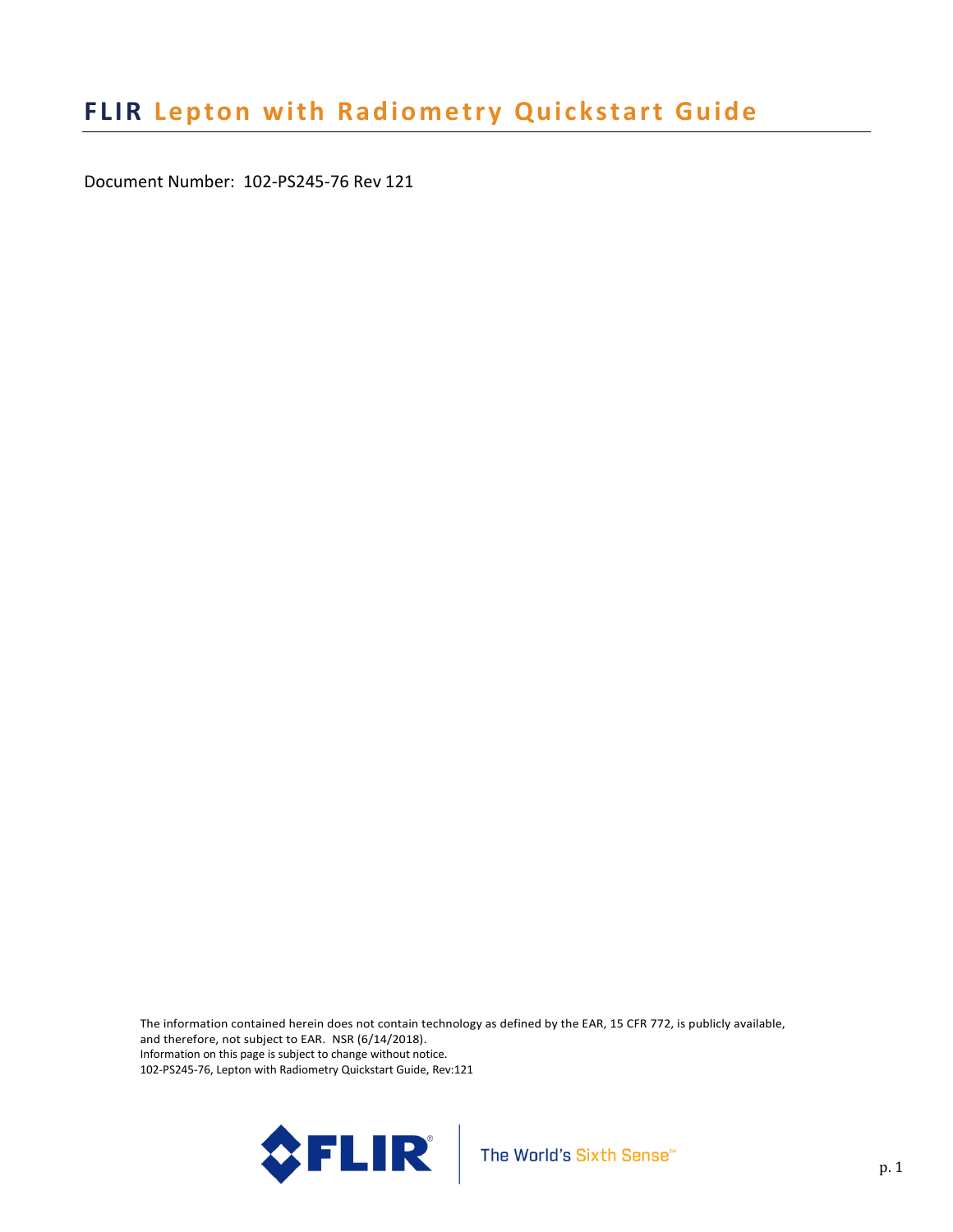# FLIR Lepton with Radiometry Quickstart Guide

Document Number: 102-PS245-76 Rev 121

The information contained herein does not contain technology as defined by the EAR, 15 CFR 772, is publicly available, and therefore, not subject to EAR. NSR (6/14/2018).
Information on this page is subject to change without notice.
102-PS245-76, Lepton with Radiometry Quickstart Guide, Rev:121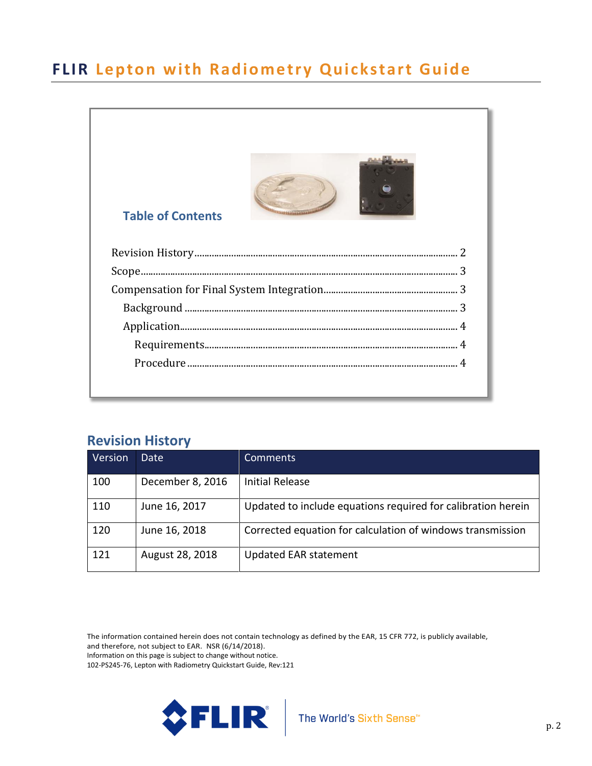# FLIR Lepton with Radiometry Quickstart Guide

## Table of Contents

Revision History ........ 2
Scope ........ 3
Compensation for Final System Integration ........ 3
  Background ........ 3
  Application ........ 4
    Requirements ........ 4
    Procedure ........ 4

## Revision History

| Version | Date | Comments |
|---|---|---|
| 100 | December 8, 2016 | Initial Release |
| 110 | June 16, 2017 | Updated to include equations required for calibration herein |
| 120 | June 16, 2018 | Corrected equation for calculation of windows transmission |
| 121 | August 28, 2018 | Updated EAR statement |

The information contained herein does not contain technology as defined by the EAR, 15 CFR 772, is publicly available, and therefore, not subject to EAR. NSR (6/14/2018).
Information on this page is subject to change without notice.
102-PS245-76, Lepton with Radiometry Quickstart Guide, Rev:121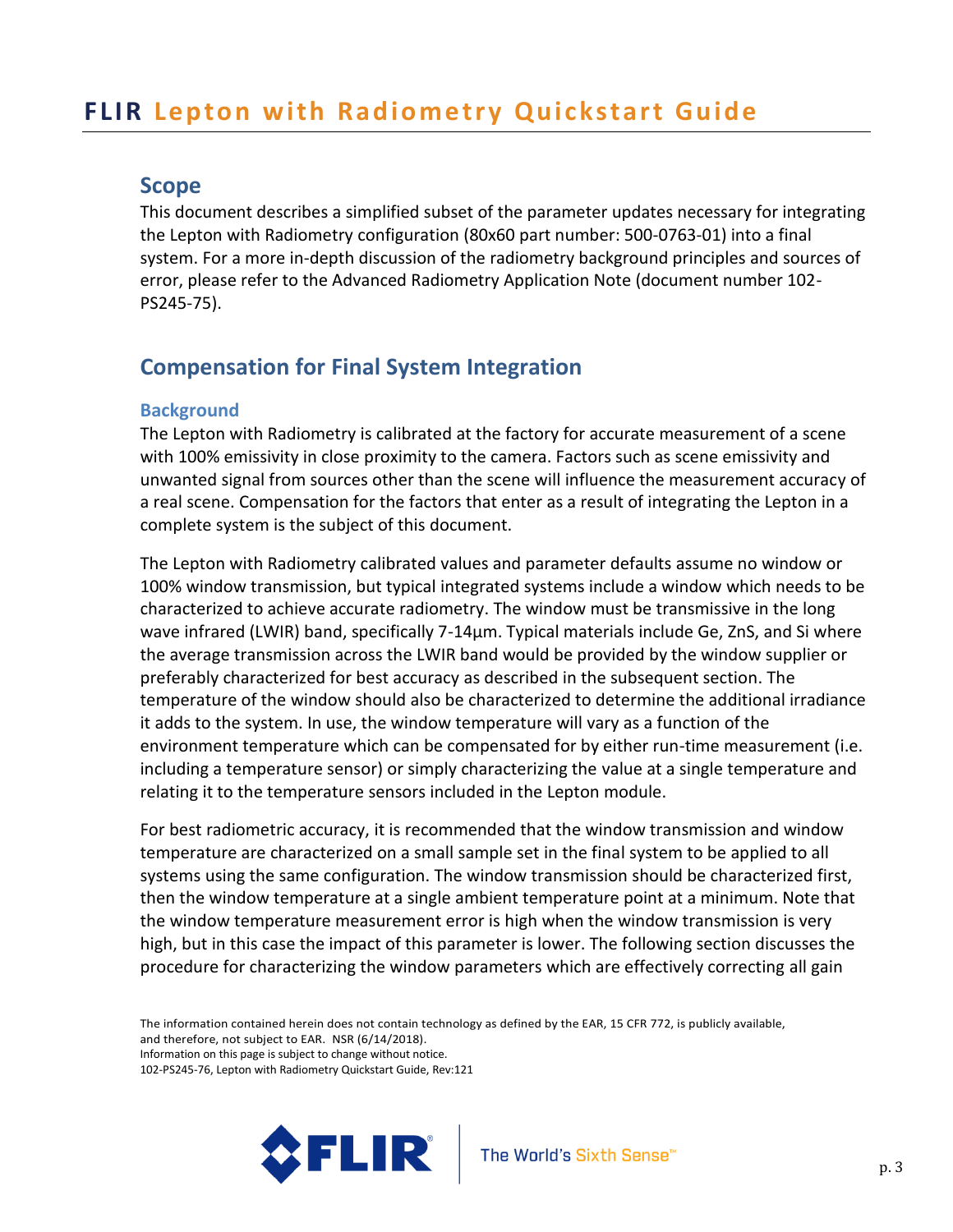# FLIR Lepton with Radiometry Quickstart Guide

## Scope

This document describes a simplified subset of the parameter updates necessary for integrating the Lepton with Radiometry configuration (80x60 part number: 500-0763-01) into a final system. For a more in-depth discussion of the radiometry background principles and sources of error, please refer to the Advanced Radiometry Application Note (document number 102-PS245-75).

## Compensation for Final System Integration

### Background

The Lepton with Radiometry is calibrated at the factory for accurate measurement of a scene with 100% emissivity in close proximity to the camera. Factors such as scene emissivity and unwanted signal from sources other than the scene will influence the measurement accuracy of a real scene. Compensation for the factors that enter as a result of integrating the Lepton in a complete system is the subject of this document.

The Lepton with Radiometry calibrated values and parameter defaults assume no window or 100% window transmission, but typical integrated systems include a window which needs to be characterized to achieve accurate radiometry. The window must be transmissive in the long wave infrared (LWIR) band, specifically 7-14µm. Typical materials include Ge, ZnS, and Si where the average transmission across the LWIR band would be provided by the window supplier or preferably characterized for best accuracy as described in the subsequent section. The temperature of the window should also be characterized to determine the additional irradiance it adds to the system. In use, the window temperature will vary as a function of the environment temperature which can be compensated for by either run-time measurement (i.e. including a temperature sensor) or simply characterizing the value at a single temperature and relating it to the temperature sensors included in the Lepton module.

For best radiometric accuracy, it is recommended that the window transmission and window temperature are characterized on a small sample set in the final system to be applied to all systems using the same configuration. The window transmission should be characterized first, then the window temperature at a single ambient temperature point at a minimum. Note that the window temperature measurement error is high when the window transmission is very high, but in this case the impact of this parameter is lower. The following section discusses the procedure for characterizing the window parameters which are effectively correcting all gain

The information contained herein does not contain technology as defined by the EAR, 15 CFR 772, is publicly available, and therefore, not subject to EAR. NSR (6/14/2018).
Information on this page is subject to change without notice.
102-PS245-76, Lepton with Radiometry Quickstart Guide, Rev:121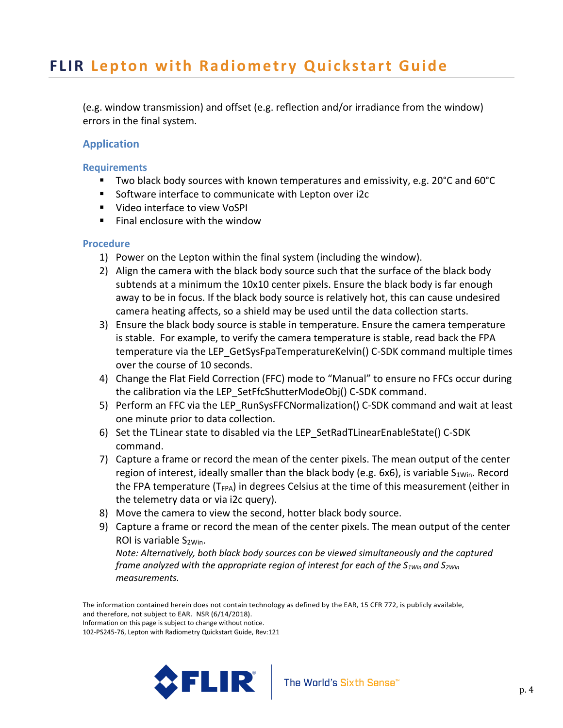(e.g. window transmission) and offset (e.g. reflection and/or irradiance from the window) errors in the final system.

## Application

### Requirements

- Two black body sources with known temperatures and emissivity, e.g. 20°C and 60°C
- Software interface to communicate with Lepton over i2c
- Video interface to view VoSPI
- Final enclosure with the window

### Procedure

1) Power on the Lepton within the final system (including the window).
2) Align the camera with the black body source such that the surface of the black body subtends at a minimum the 10x10 center pixels. Ensure the black body is far enough away to be in focus. If the black body source is relatively hot, this can cause undesired camera heating affects, so a shield may be used until the data collection starts.
3) Ensure the black body source is stable in temperature. Ensure the camera temperature is stable. For example, to verify the camera temperature is stable, read back the FPA temperature via the LEP_GetSysFpaTemperatureKelvin() C-SDK command multiple times over the course of 10 seconds.
4) Change the Flat Field Correction (FFC) mode to "Manual" to ensure no FFCs occur during the calibration via the LEP_SetFfcShutterModeObj() C-SDK command.
5) Perform an FFC via the LEP_RunSysFFCNormalization() C-SDK command and wait at least one minute prior to data collection.
6) Set the TLinear state to disabled via the LEP_SetRadTLinearEnableState() C-SDK command.
7) Capture a frame or record the mean of the center pixels. The mean output of the center region of interest, ideally smaller than the black body (e.g. 6x6), is variable $S_{1Win}$. Record the FPA temperature ($T_{FPA}$) in degrees Celsius at the time of this measurement (either in the telemetry data or via i2c query).
8) Move the camera to view the second, hotter black body source.
9) Capture a frame or record the mean of the center pixels. The mean output of the center ROI is variable $S_{2Win}$.
   *Note: Alternatively, both black body sources can be viewed simultaneously and the captured frame analyzed with the appropriate region of interest for each of the $S_{1Win}$ and $S_{2Win}$ measurements.*

The information contained herein does not contain technology as defined by the EAR, 15 CFR 772, is publicly available, and therefore, not subject to EAR. NSR (6/14/2018).
Information on this page is subject to change without notice.
102-PS245-76, Lepton with Radiometry Quickstart Guide, Rev:121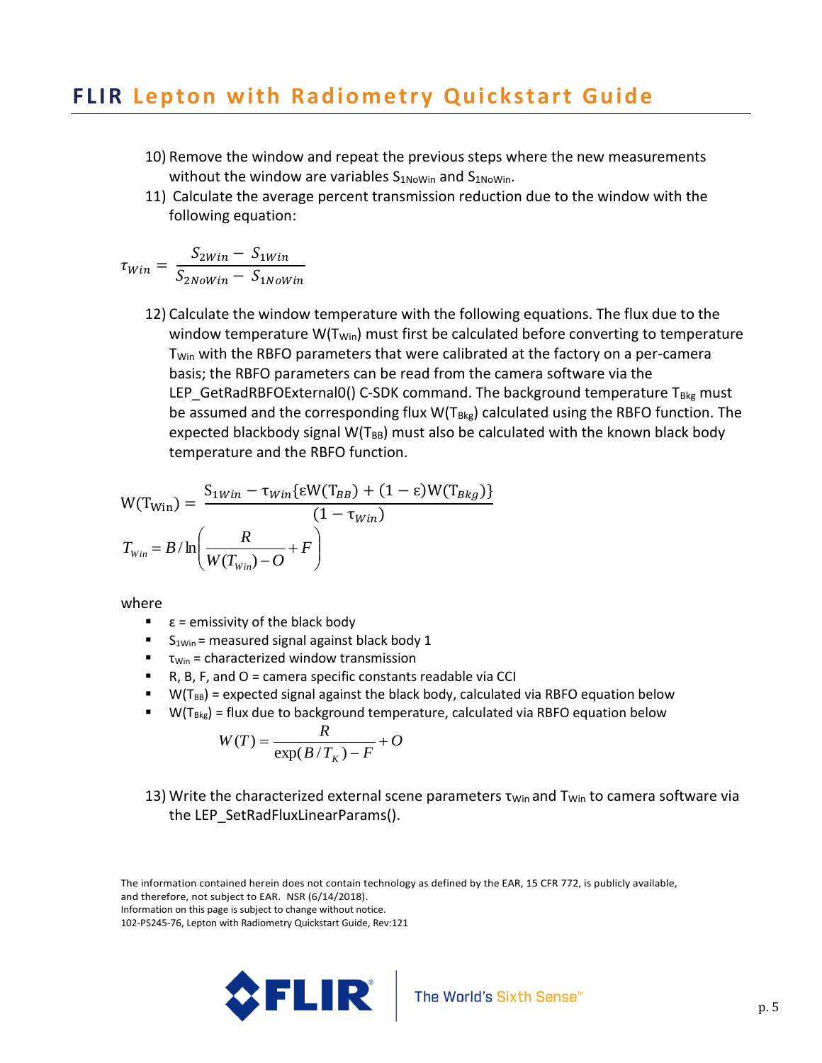10) Remove the window and repeat the previous steps where the new measurements without the window are variables $S_{1NoWin}$ and $S_{1NoWin}$.
11) Calculate the average percent transmission reduction due to the window with the following equation:

$$\tau_{Win} = \frac{S_{2Win} - S_{1Win}}{S_{2NoWin} - S_{1NoWin}}$$

12) Calculate the window temperature with the following equations. The flux due to the window temperature $W(T_{Win})$ must first be calculated before converting to temperature $T_{Win}$ with the RBFO parameters that were calibrated at the factory on a per-camera basis; the RBFO parameters can be read from the camera software via the LEP_GetRadRBFOExternal0() C-SDK command. The background temperature $T_{Bkg}$ must be assumed and the corresponding flux $W(T_{Bkg})$ calculated using the RBFO function. The expected blackbody signal $W(T_{BB})$ must also be calculated with the known black body temperature and the RBFO function.

$$W(T_{Win}) = \frac{S_{1Win} - \tau_{Win}\{\varepsilon W(T_{BB}) + (1-\varepsilon)W(T_{Bkg})\}}{(1-\tau_{Win})}$$

$$T_{Win} = B / \ln\left(\frac{R}{W(T_{Win}) - O} + F\right)$$

where

- $\varepsilon$ = emissivity of the black body
- $S_{1Win}$ = measured signal against black body 1
- $\tau_{Win}$ = characterized window transmission
- R, B, F, and O = camera specific constants readable via CCI
- $W(T_{BB})$ = expected signal against the black body, calculated via RBFO equation below
- $W(T_{Bkg})$ = flux due to background temperature, calculated via RBFO equation below

$$W(T) = \frac{R}{\exp(B/T_K) - F} + O$$

13) Write the characterized external scene parameters $\tau_{Win}$ and $T_{Win}$ to camera software via the LEP_SetRadFluxLinearParams().

The information contained herein does not contain technology as defined by the EAR, 15 CFR 772, is publicly available, and therefore, not subject to EAR. NSR (6/14/2018).
Information on this page is subject to change without notice.
102-PS245-76, Lepton with Radiometry Quickstart Guide, Rev:121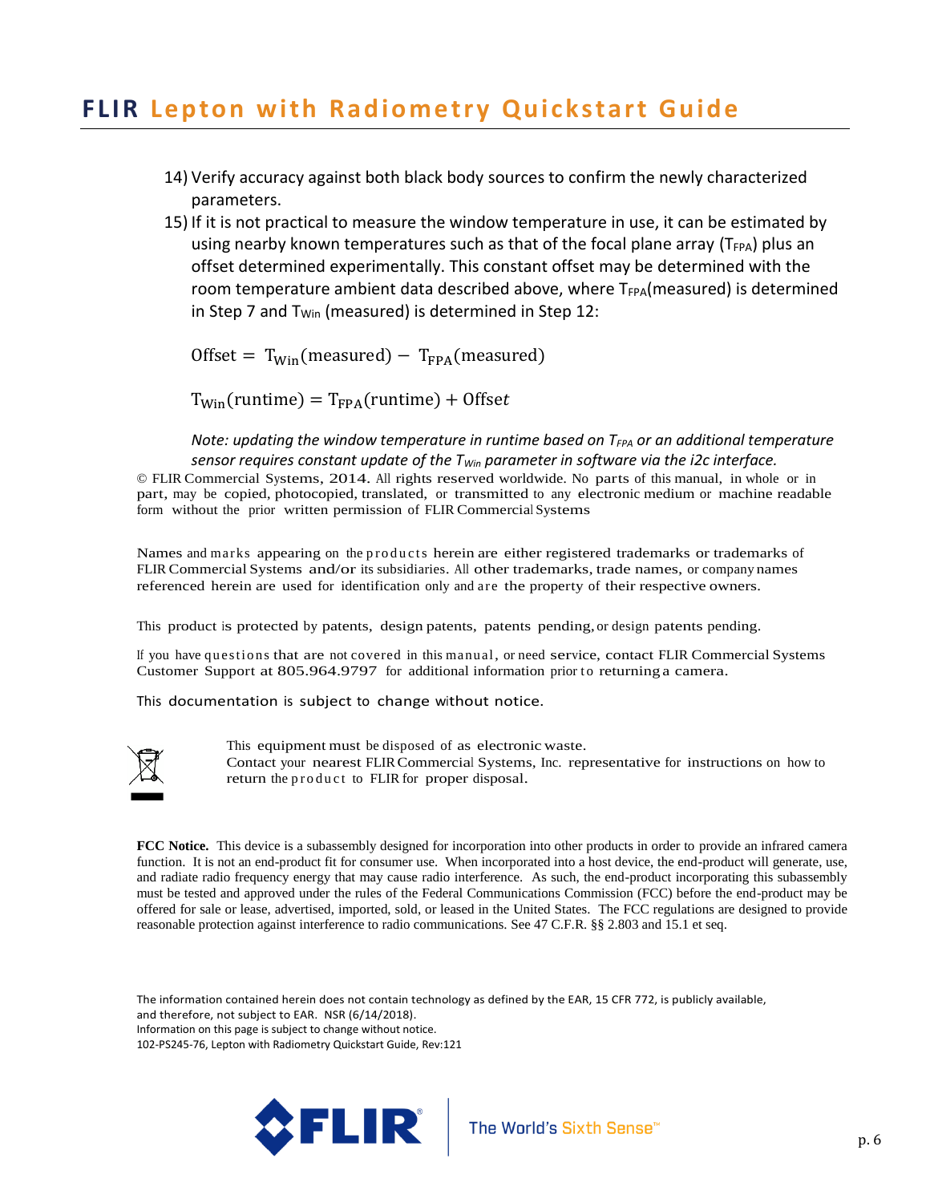14) Verify accuracy against both black body sources to confirm the newly characterized parameters.
15) If it is not practical to measure the window temperature in use, it can be estimated by using nearby known temperatures such as that of the focal plane array ($T_{FPA}$) plus an offset determined experimentally. This constant offset may be determined with the room temperature ambient data described above, where $T_{FPA}$(measured) is determined in Step 7 and $T_{Win}$ (measured) is determined in Step 12:

$$\text{Offset} = T_{Win}(\text{measured}) - T_{FPA}(\text{measured})$$

$$T_{Win}(\text{runtime}) = T_{FPA}(\text{runtime}) + \text{Offset}$$

*Note: updating the window temperature in runtime based on $T_{FPA}$ or an additional temperature sensor requires constant update of the $T_{Win}$ parameter in software via the i2c interface.*

© FLIR Commercial Systems, 2014. All rights reserved worldwide. No parts of this manual, in whole or in part, may be copied, photocopied, translated, or transmitted to any electronic medium or machine readable form without the prior written permission of FLIR Commercial Systems

Names and marks appearing on the products herein are either registered trademarks or trademarks of FLIR Commercial Systems and/or its subsidiaries. All other trademarks, trade names, or company names referenced herein are used for identification only and are the property of their respective owners.

This product is protected by patents, design patents, patents pending, or design patents pending.

If you have questions that are not covered in this manual, or need service, contact FLIR Commercial Systems Customer Support at 805.964.9797 for additional information prior to returning a camera.

This documentation is subject to change without notice.

This equipment must be disposed of as electronic waste.
Contact your nearest FLIR Commercial Systems, Inc. representative for instructions on how to return the product to FLIR for proper disposal.

**FCC Notice.** This device is a subassembly designed for incorporation into other products in order to provide an infrared camera function. It is not an end-product fit for consumer use. When incorporated into a host device, the end-product will generate, use, and radiate radio frequency energy that may cause radio interference. As such, the end-product incorporating this subassembly must be tested and approved under the rules of the Federal Communications Commission (FCC) before the end-product may be offered for sale or lease, advertised, imported, sold, or leased in the United States. The FCC regulations are designed to provide reasonable protection against interference to radio communications. See 47 C.F.R. §§ 2.803 and 15.1 et seq.

The information contained herein does not contain technology as defined by the EAR, 15 CFR 772, is publicly available, and therefore, not subject to EAR. NSR (6/14/2018).
Information on this page is subject to change without notice.
102-PS245-76, Lepton with Radiometry Quickstart Guide, Rev:121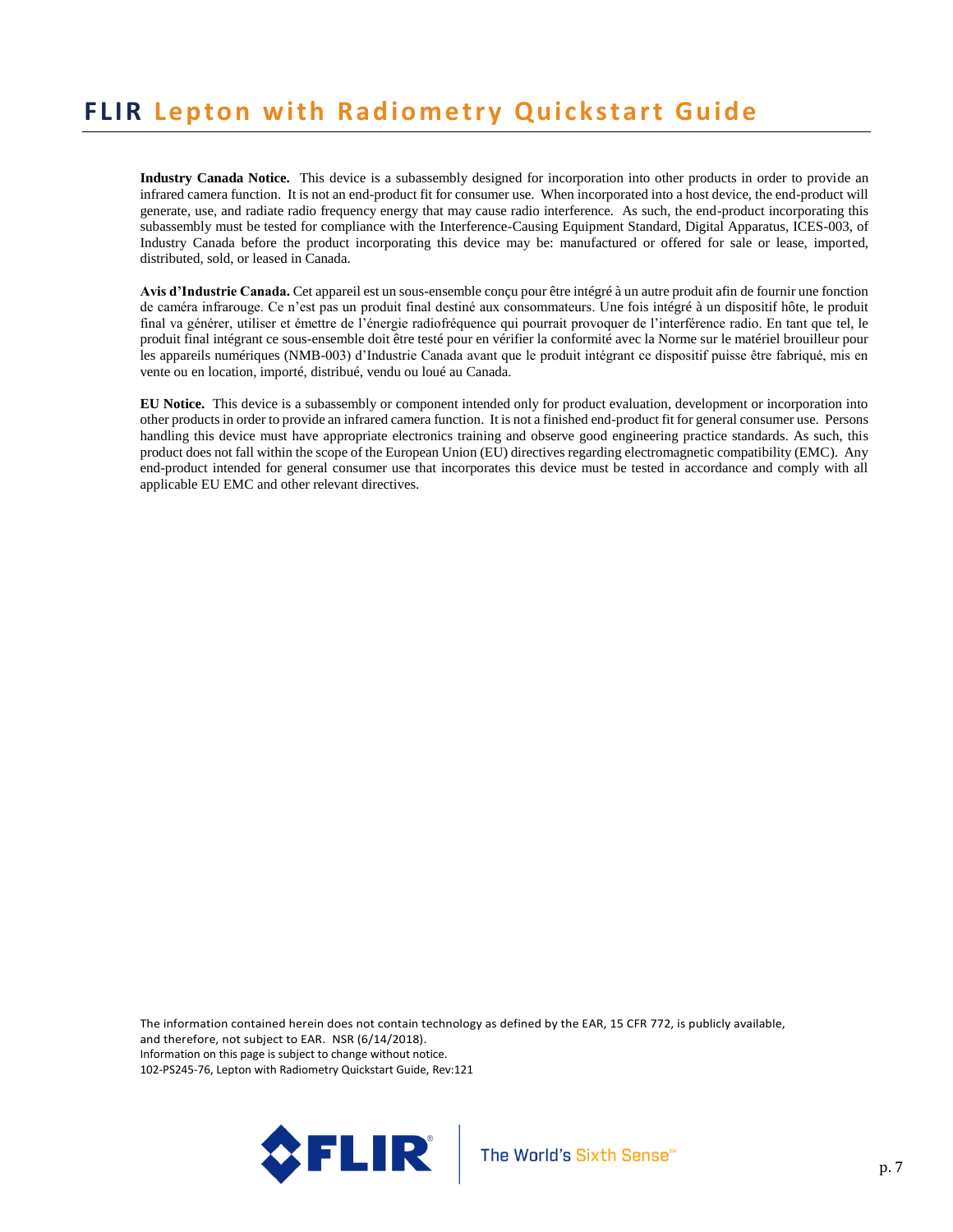**Industry Canada Notice.** This device is a subassembly designed for incorporation into other products in order to provide an infrared camera function. It is not an end-product fit for consumer use. When incorporated into a host device, the end-product will generate, use, and radiate radio frequency energy that may cause radio interference. As such, the end-product incorporating this subassembly must be tested for compliance with the Interference-Causing Equipment Standard, Digital Apparatus, ICES-003, of Industry Canada before the product incorporating this device may be: manufactured or offered for sale or lease, imported, distributed, sold, or leased in Canada.

**Avis d'Industrie Canada.** Cet appareil est un sous-ensemble conçu pour être intégré à un autre produit afin de fournir une fonction de caméra infrarouge. Ce n'est pas un produit final destiné aux consommateurs. Une fois intégré à un dispositif hôte, le produit final va générer, utiliser et émettre de l'énergie radiofréquence qui pourrait provoquer de l'interférence radio. En tant que tel, le produit final intégrant ce sous-ensemble doit être testé pour en vérifier la conformité avec la Norme sur le matériel brouilleur pour les appareils numériques (NMB-003) d'Industrie Canada avant que le produit intégrant ce dispositif puisse être fabriqué, mis en vente ou en location, importé, distribué, vendu ou loué au Canada.

**EU Notice.** This device is a subassembly or component intended only for product evaluation, development or incorporation into other products in order to provide an infrared camera function. It is not a finished end-product fit for general consumer use. Persons handling this device must have appropriate electronics training and observe good engineering practice standards. As such, this product does not fall within the scope of the European Union (EU) directives regarding electromagnetic compatibility (EMC). Any end-product intended for general consumer use that incorporates this device must be tested in accordance and comply with all applicable EU EMC and other relevant directives.

The information contained herein does not contain technology as defined by the EAR, 15 CFR 772, is publicly available, and therefore, not subject to EAR. NSR (6/14/2018).
Information on this page is subject to change without notice.
102-PS245-76, Lepton with Radiometry Quickstart Guide, Rev:121